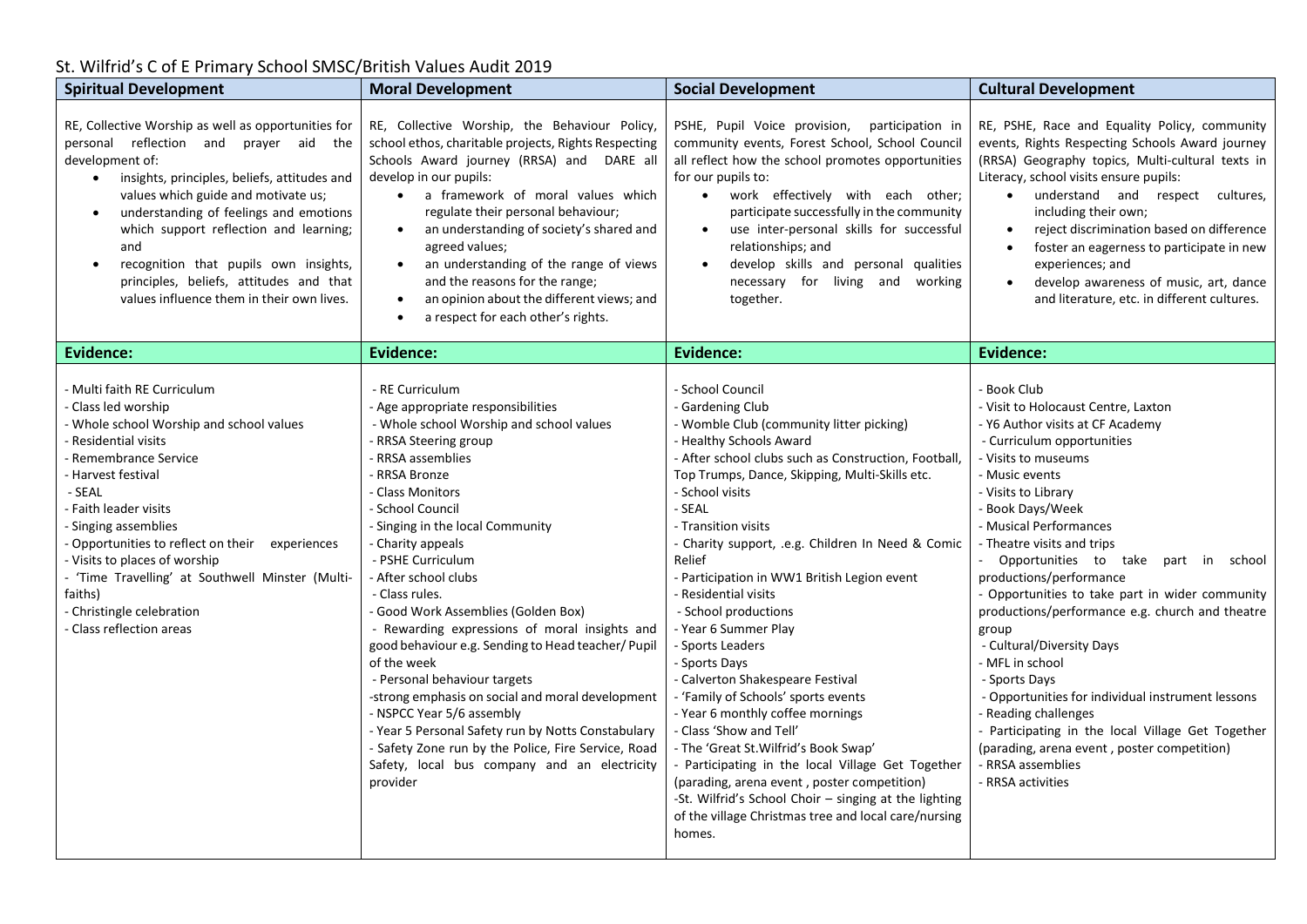# St. Wilfrid's C of E Primary School SMSC/British Values Audit 2019

| Spiritual Development | Moral Development | Social Development | Cultural Development |
|---|---|---|---|
| RE, Collective Worship as well as opportunities for personal reflection and prayer aid the development of:<br>• insights, principles, beliefs, attitudes and values which guide and motivate us;<br>• understanding of feelings and emotions which support reflection and learning; and<br>• recognition that pupils own insights, principles, beliefs, attitudes and that values influence them in their own lives. | RE, Collective Worship, the Behaviour Policy, school ethos, charitable projects, Rights Respecting Schools Award journey (RRSA) and DARE all develop in our pupils:<br>• a framework of moral values which regulate their personal behaviour;<br>• an understanding of society's shared and agreed values;<br>• an understanding of the range of views and the reasons for the range;<br>• an opinion about the different views; and<br>• a respect for each other's rights. | PSHE, Pupil Voice provision, participation in community events, Forest School, School Council all reflect how the school promotes opportunities for our pupils to:<br>• work effectively with each other; participate successfully in the community<br>• use inter-personal skills for successful relationships; and<br>• develop skills and personal qualities necessary for living and working together. | RE, PSHE, Race and Equality Policy, community events, Rights Respecting Schools Award journey (RRSA) Geography topics, Multi-cultural texts in Literacy, school visits ensure pupils:<br>• understand and respect cultures, including their own;<br>• reject discrimination based on difference<br>• foster an eagerness to participate in new experiences; and<br>• develop awareness of music, art, dance and literature, etc. in different cultures. |
| **Evidence:** | **Evidence:** | **Evidence:** | **Evidence:** |
| - Multi faith RE Curriculum<br>- Class led worship<br>- Whole school Worship and school values<br>- Residential visits<br>- Remembrance Service<br>- Harvest festival<br>- SEAL<br>- Faith leader visits<br>- Singing assemblies<br>- Opportunities to reflect on their experiences<br>- Visits to places of worship<br>- 'Time Travelling' at Southwell Minster (Multi-faiths)<br>- Christingle celebration<br>- Class reflection areas | - RE Curriculum<br>- Age appropriate responsibilities<br>- Whole school Worship and school values<br>- RRSA Steering group<br>- RRSA assemblies<br>- RRSA Bronze<br>- Class Monitors<br>- School Council<br>- Singing in the local Community<br>- Charity appeals<br>- PSHE Curriculum<br>- After school clubs<br>- Class rules.<br>- Good Work Assemblies (Golden Box)<br>- Rewarding expressions of moral insights and good behaviour e.g. Sending to Head teacher/ Pupil of the week<br>- Personal behaviour targets<br>-strong emphasis on social and moral development<br>- NSPCC Year 5/6 assembly<br>- Year 5 Personal Safety run by Notts Constabulary<br>- Safety Zone run by the Police, Fire Service, Road Safety, local bus company and an electricity provider | - School Council<br>- Gardening Club<br>- Womble Club (community litter picking)<br>- Healthy Schools Award<br>- After school clubs such as Construction, Football, Top Trumps, Dance, Skipping, Multi-Skills etc.<br>- School visits<br>- SEAL<br>- Transition visits<br>- Charity support, .e.g. Children In Need & Comic Relief<br>- Participation in WW1 British Legion event<br>- Residential visits<br>- School productions<br>- Year 6 Summer Play<br>- Sports Leaders<br>- Sports Days<br>- Calverton Shakespeare Festival<br>- 'Family of Schools' sports events<br>- Year 6 monthly coffee mornings<br>- Class 'Show and Tell'<br>- The 'Great St.Wilfrid's Book Swap'<br>- Participating in the local Village Get Together (parading, arena event , poster competition)<br>-St. Wilfrid's School Choir – singing at the lighting of the village Christmas tree and local care/nursing homes. | - Book Club<br>- Visit to Holocaust Centre, Laxton<br>- Y6 Author visits at CF Academy<br>- Curriculum opportunities<br>- Visits to museums<br>- Music events<br>- Visits to Library<br>- Book Days/Week<br>- Musical Performances<br>- Theatre visits and trips<br>- Opportunities to take part in school productions/performance<br>- Opportunities to take part in wider community productions/performance e.g. church and theatre group<br>- Cultural/Diversity Days<br>- MFL in school<br>- Sports Days<br>- Opportunities for individual instrument lessons<br>- Reading challenges<br>- Participating in the local Village Get Together (parading, arena event , poster competition)<br>- RRSA assemblies<br>- RRSA activities |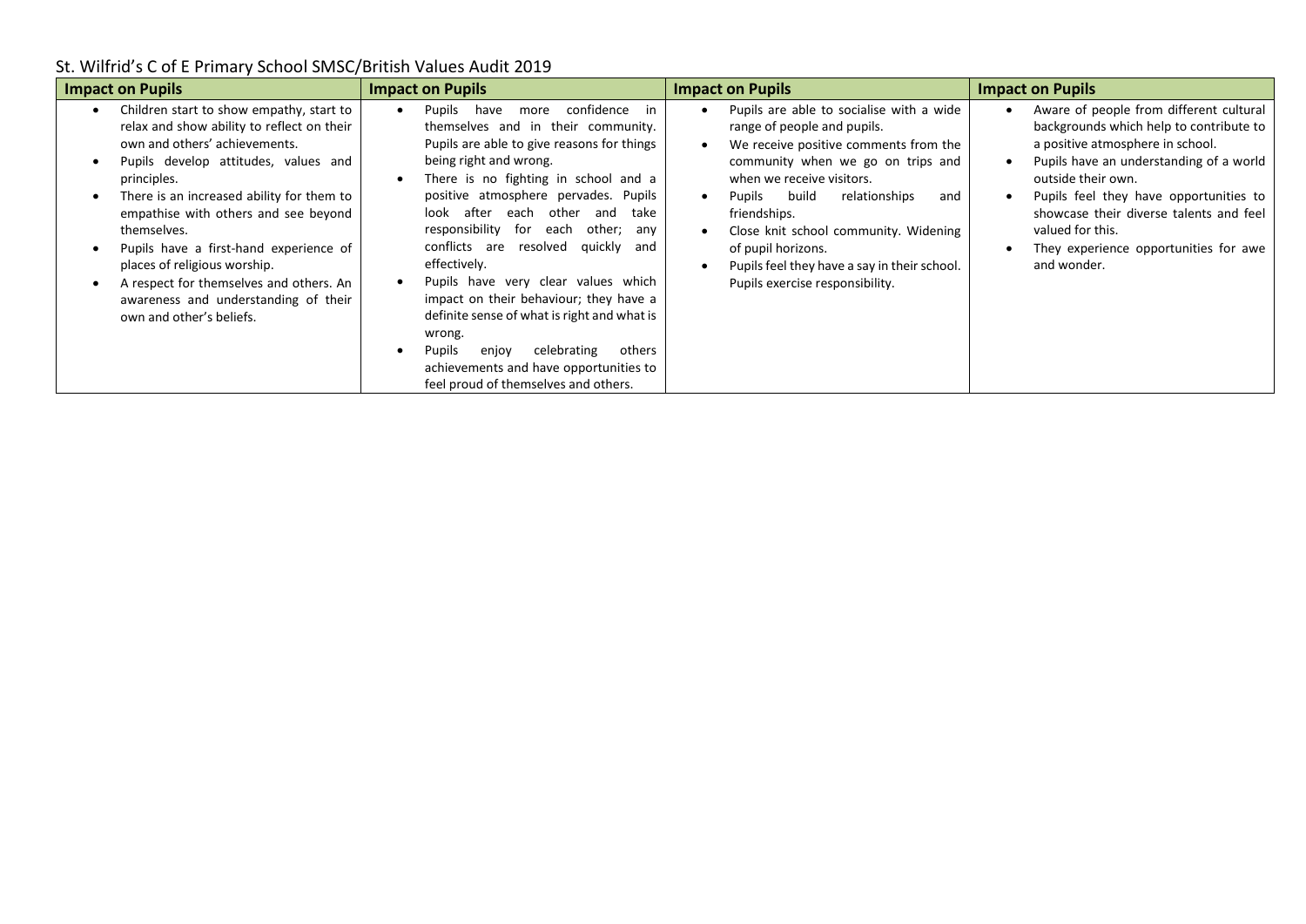St. Wilfrid's C of E Primary School SMSC/British Values Audit 2019

| Impact on Pupils | Impact on Pupils | Impact on Pupils | Impact on Pupils |
|---|---|---|---|
| • Children start to show empathy, start to relax and show ability to reflect on their own and others' achievements.<br>• Pupils develop attitudes, values and principles.<br>• There is an increased ability for them to empathise with others and see beyond themselves.<br>• Pupils have a first-hand experience of places of religious worship.<br>• A respect for themselves and others. An awareness and understanding of their own and other's beliefs. | • Pupils have more confidence in themselves and in their community. Pupils are able to give reasons for things being right and wrong.<br>• There is no fighting in school and a positive atmosphere pervades. Pupils look after each other and take responsibility for each other; any conflicts are resolved quickly and effectively.<br>• Pupils have very clear values which impact on their behaviour; they have a definite sense of what is right and what is wrong.<br>• Pupils enjoy celebrating others achievements and have opportunities to feel proud of themselves and others. | • Pupils are able to socialise with a wide range of people and pupils.<br>• We receive positive comments from the community when we go on trips and when we receive visitors.<br>• Pupils build relationships and friendships.<br>• Close knit school community. Widening of pupil horizons.<br>• Pupils feel they have a say in their school. Pupils exercise responsibility. | • Aware of people from different cultural backgrounds which help to contribute to a positive atmosphere in school.<br>• Pupils have an understanding of a world outside their own.<br>• Pupils feel they have opportunities to showcase their diverse talents and feel valued for this.<br>• They experience opportunities for awe and wonder. |